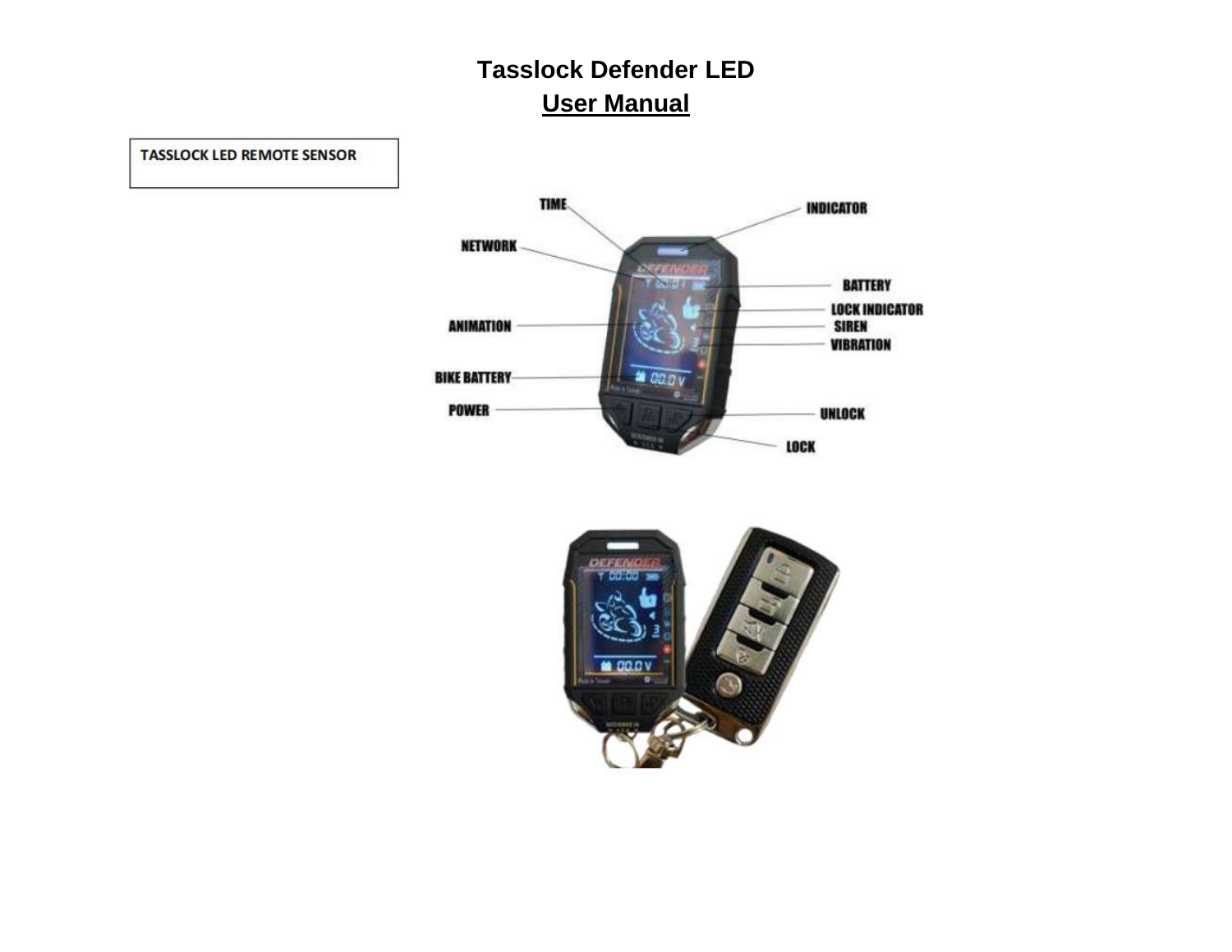# Tasslock Defender LED

## User Manual

TASSLOCK LED REMOTE SENSOR

TIME

INDICATOR

NETWORK

BATTERY

LOCK INDICATOR

ANIMATION

SIREN

VIBRATION

BIKE BATTERY

POWER

UNLOCK

LOCK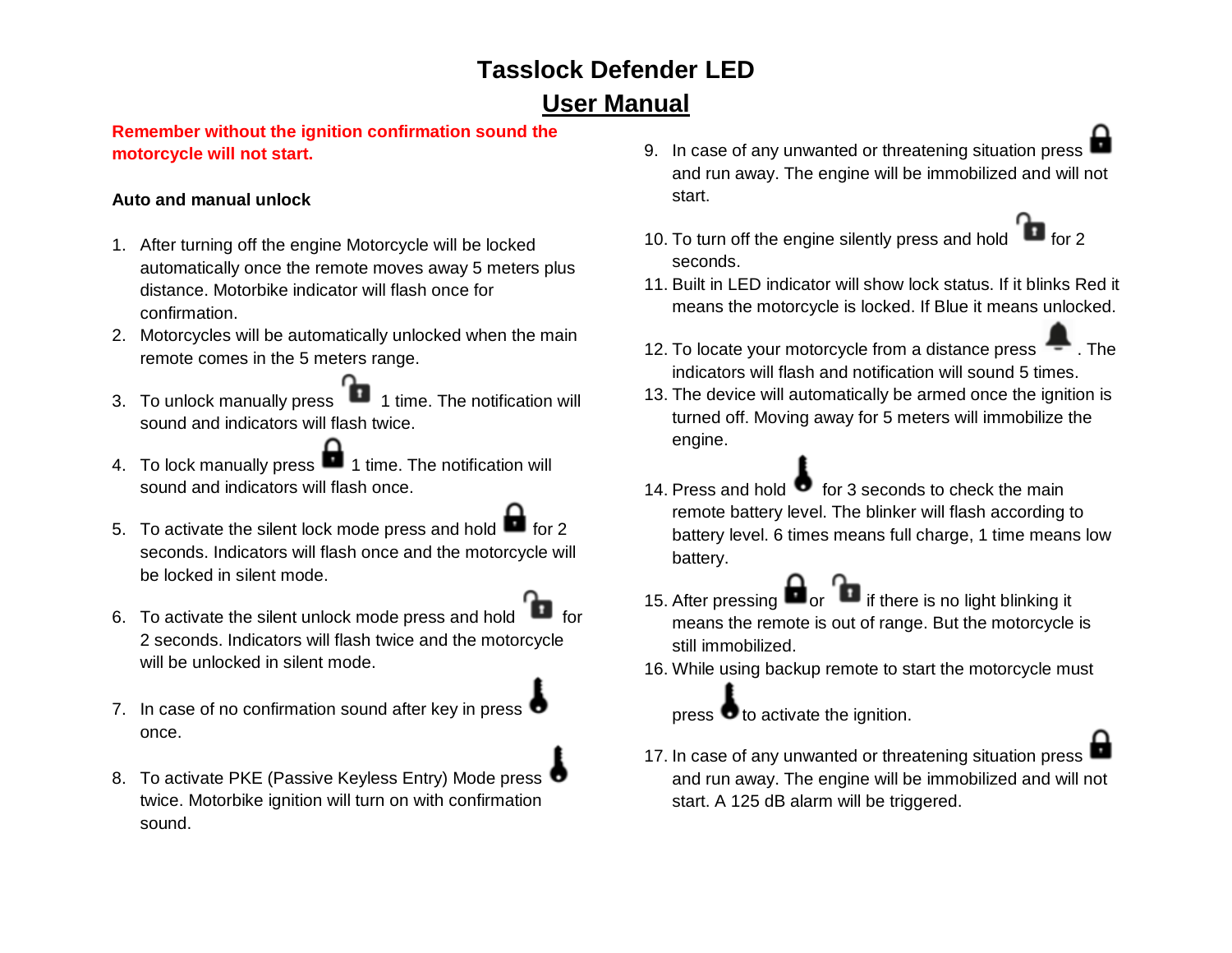# Tasslock Defender LED

## User Manual

**Remember without the ignition confirmation sound the motorcycle will not start.**

**Auto and manual unlock**

1. After turning off the engine Motorcycle will be locked automatically once the remote moves away 5 meters plus distance. Motorbike indicator will flash once for confirmation.
2. Motorcycles will be automatically unlocked when the main remote comes in the 5 meters range.
3. To unlock manually press [unlock] 1 time. The notification will sound and indicators will flash twice.
4. To lock manually press [lock] 1 time. The notification will sound and indicators will flash once.
5. To activate the silent lock mode press and hold [lock] for 2 seconds. Indicators will flash once and the motorcycle will be locked in silent mode.
6. To activate the silent unlock mode press and hold [unlock] for 2 seconds. Indicators will flash twice and the motorcycle will be unlocked in silent mode.
7. In case of no confirmation sound after key in press [ignition] once.
8. To activate PKE (Passive Keyless Entry) Mode press [ignition] twice. Motorbike ignition will turn on with confirmation sound.
9. In case of any unwanted or threatening situation press [lock] and run away. The engine will be immobilized and will not start.
10. To turn off the engine silently press and hold [unlock] for 2 seconds.
11. Built in LED indicator will show lock status. If it blinks Red it means the motorcycle is locked. If Blue it means unlocked.
12. To locate your motorcycle from a distance press [bell]. The indicators will flash and notification will sound 5 times.
13. The device will automatically be armed once the ignition is turned off. Moving away for 5 meters will immobilize the engine.
14. Press and hold [ignition] for 3 seconds to check the main remote battery level. The blinker will flash according to battery level. 6 times means full charge, 1 time means low battery.
15. After pressing [lock] or [unlock] if there is no light blinking it means the remote is out of range. But the motorcycle is still immobilized.
16. While using backup remote to start the motorcycle must press [ignition] to activate the ignition.
17. In case of any unwanted or threatening situation press [lock] and run away. The engine will be immobilized and will not start. A 125 dB alarm will be triggered.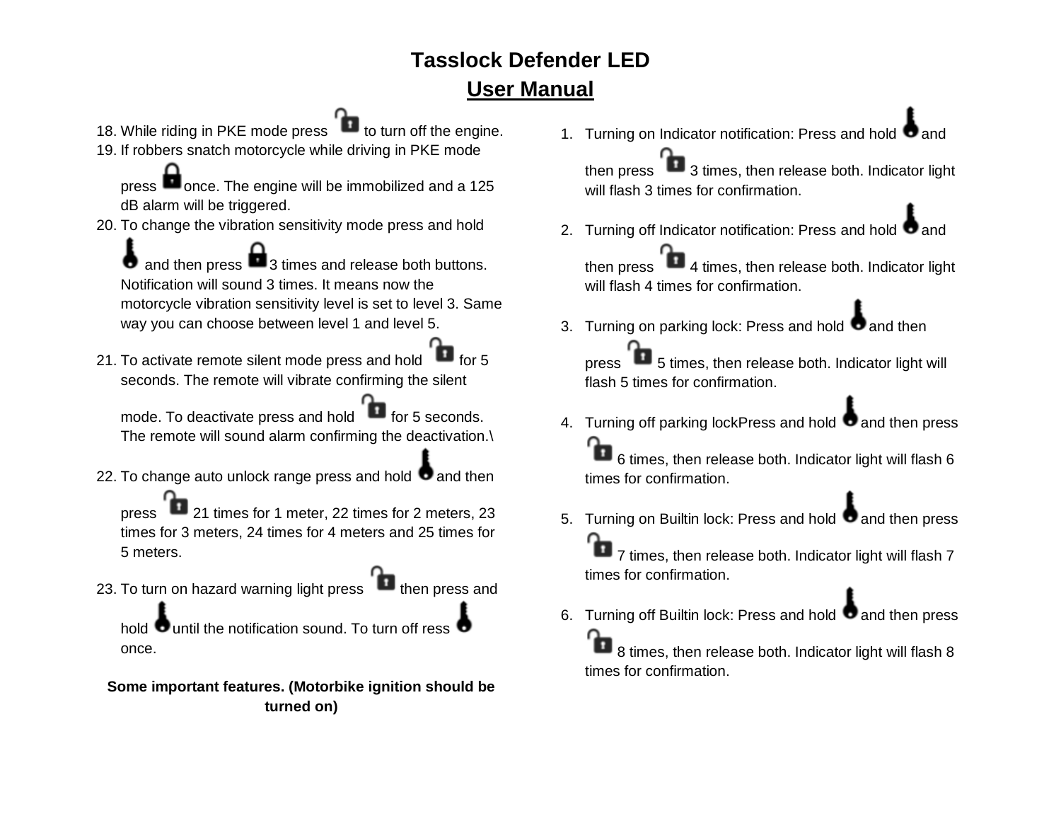# Tasslock Defender LED

## User Manual

18. While riding in PKE mode press [unlock icon] to turn off the engine.
19. If robbers snatch motorcycle while driving in PKE mode press [lock icon] once. The engine will be immobilized and a 125 dB alarm will be triggered.
20. To change the vibration sensitivity mode press and hold [key icon] and then press [lock icon] 3 times and release both buttons. Notification will sound 3 times. It means now the motorcycle vibration sensitivity level is set to level 3. Same way you can choose between level 1 and level 5.
21. To activate remote silent mode press and hold [unlock icon] for 5 seconds. The remote will vibrate confirming the silent mode. To deactivate press and hold [unlock icon] for 5 seconds. The remote will sound alarm confirming the deactivation.\
22. To change auto unlock range press and hold [key icon] and then press [unlock icon] 21 times for 1 meter, 22 times for 2 meters, 23 times for 3 meters, 24 times for 4 meters and 25 times for 5 meters.
23. To turn on hazard warning light press [unlock icon] then press and hold [key icon] until the notification sound. To turn off ress [key icon] once.

**Some important features. (Motorbike ignition should be turned on)**

1. Turning on Indicator notification: Press and hold [key icon] and then press [unlock icon] 3 times, then release both. Indicator light will flash 3 times for confirmation.
2. Turning off Indicator notification: Press and hold [key icon] and then press [unlock icon] 4 times, then release both. Indicator light will flash 4 times for confirmation.
3. Turning on parking lock: Press and hold [key icon] and then press [unlock icon] 5 times, then release both. Indicator light will flash 5 times for confirmation.
4. Turning off parking lockPress and hold [key icon] and then press [unlock icon] 6 times, then release both. Indicator light will flash 6 times for confirmation.
5. Turning on Builtin lock: Press and hold [key icon] and then press [unlock icon] 7 times, then release both. Indicator light will flash 7 times for confirmation.
6. Turning off Builtin lock: Press and hold [key icon] and then press [unlock icon] 8 times, then release both. Indicator light will flash 8 times for confirmation.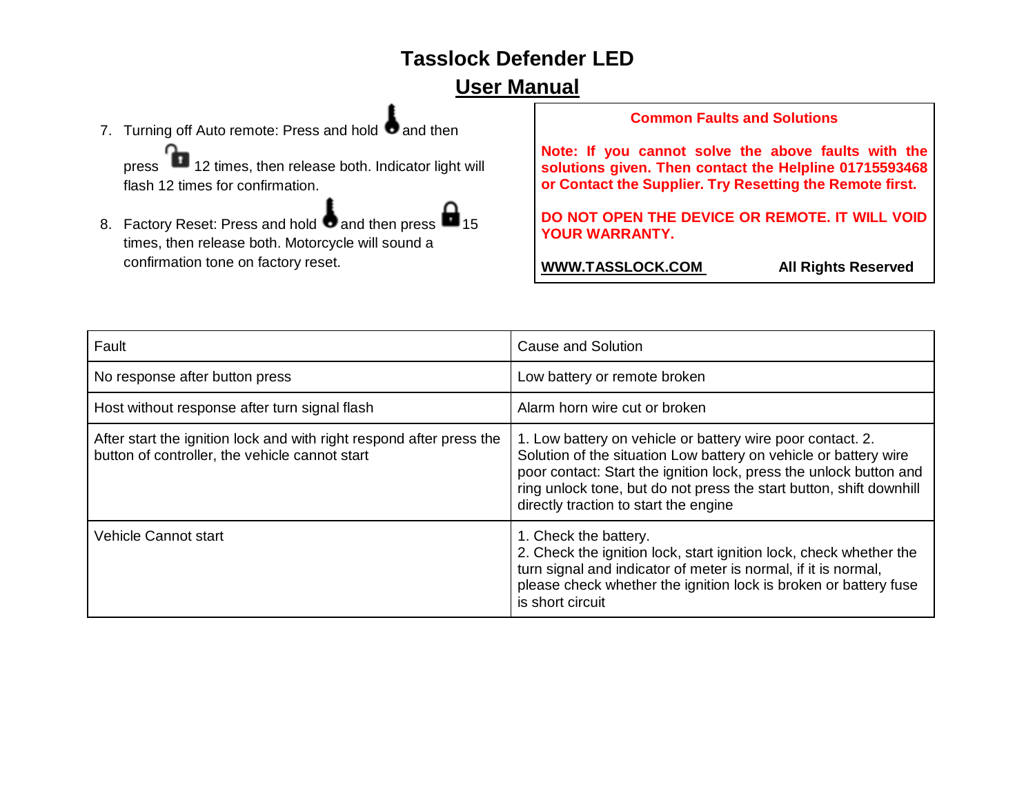# Tasslock Defender LED

## User Manual

7. Turning off Auto remote: Press and hold and then press 12 times, then release both. Indicator light will flash 12 times for confirmation.
8. Factory Reset: Press and hold and then press 15 times, then release both. Motorcycle will sound a confirmation tone on factory reset.

**Common Faults and Solutions**

**Note: If you cannot solve the above faults with the solutions given. Then contact the Helpline 01715593468 or Contact the Supplier. Try Resetting the Remote first.**

**DO NOT OPEN THE DEVICE OR REMOTE. IT WILL VOID YOUR WARRANTY.**

**WWW.TASSLOCK.COM** **All Rights Reserved**

| Fault | Cause and Solution |
|---|---|
| No response after button press | Low battery or remote broken |
| Host without response after turn signal flash | Alarm horn wire cut or broken |
| After start the ignition lock and with right respond after press the button of controller, the vehicle cannot start | 1. Low battery on vehicle or battery wire poor contact. 2. Solution of the situation Low battery on vehicle or battery wire poor contact: Start the ignition lock, press the unlock button and ring unlock tone, but do not press the start button, shift downhill directly traction to start the engine |
| Vehicle Cannot start | 1. Check the battery.<br>2. Check the ignition lock, start ignition lock, check whether the turn signal and indicator of meter is normal, if it is normal, please check whether the ignition lock is broken or battery fuse is short circuit |